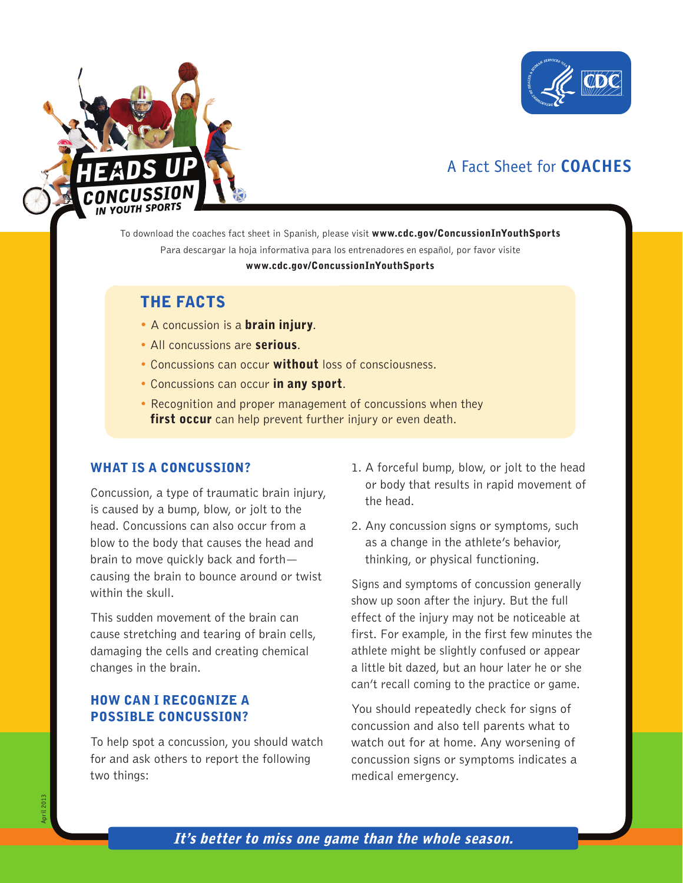# HEADS UP CONCUSSION IN YOUTH SPORTS

A Fact Sheet for **COACHES**

To download the coaches fact sheet in Spanish, please visit **www.cdc.gov/ConcussionInYouthSports**

Para descargar la hoja informativa para los entrenadores en español, por favor visite **www.cdc.gov/ConcussionInYouthSports**

## THE FACTS

- A concussion is a **brain injury**.
- All concussions are **serious**.
- Concussions can occur **without** loss of consciousness.
- Concussions can occur **in any sport**.
- Recognition and proper management of concussions when they **first occur** can help prevent further injury or even death.

## WHAT IS A CONCUSSION?

Concussion, a type of traumatic brain injury, is caused by a bump, blow, or jolt to the head. Concussions can also occur from a blow to the body that causes the head and brain to move quickly back and forth—causing the brain to bounce around or twist within the skull.

This sudden movement of the brain can cause stretching and tearing of brain cells, damaging the cells and creating chemical changes in the brain.

## HOW CAN I RECOGNIZE A POSSIBLE CONCUSSION?

To help spot a concussion, you should watch for and ask others to report the following two things:

1. A forceful bump, blow, or jolt to the head or body that results in rapid movement of the head.
2. Any concussion signs or symptoms, such as a change in the athlete's behavior, thinking, or physical functioning.

Signs and symptoms of concussion generally show up soon after the injury. But the full effect of the injury may not be noticeable at first. For example, in the first few minutes the athlete might be slightly confused or appear a little bit dazed, but an hour later he or she can't recall coming to the practice or game.

You should repeatedly check for signs of concussion and also tell parents what to watch out for at home. Any worsening of concussion signs or symptoms indicates a medical emergency.

April 2013

***It's better to miss one game than the whole season.***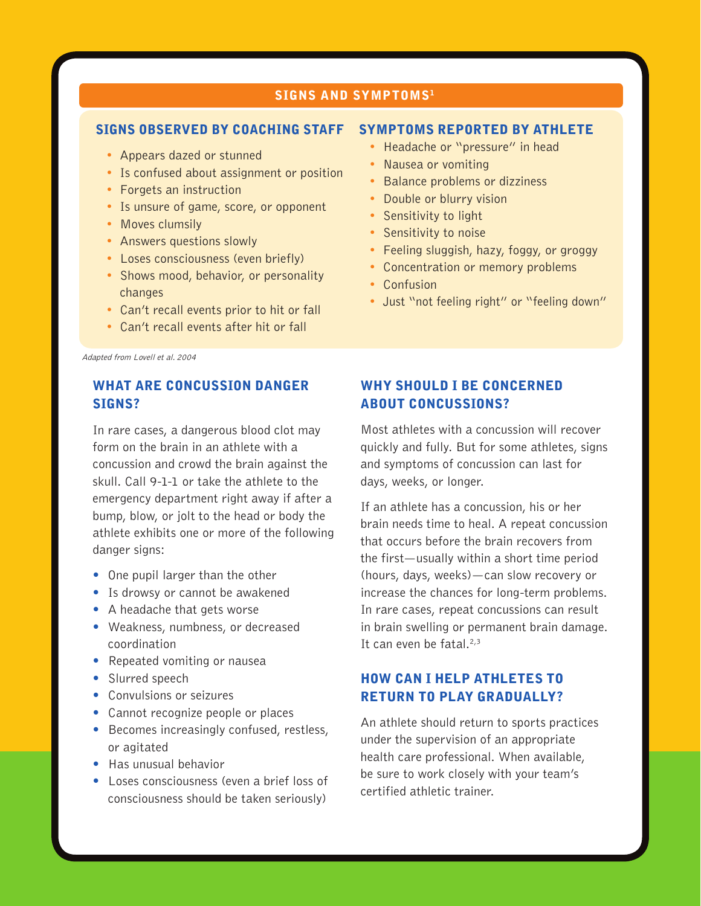## SIGNS AND SYMPTOMS[1]

### SIGNS OBSERVED BY COACHING STAFF

- Appears dazed or stunned
- Is confused about assignment or position
- Forgets an instruction
- Is unsure of game, score, or opponent
- Moves clumsily
- Answers questions slowly
- Loses consciousness (even briefly)
- Shows mood, behavior, or personality changes
- Can't recall events prior to hit or fall
- Can't recall events after hit or fall

### SYMPTOMS REPORTED BY ATHLETE

- Headache or "pressure" in head
- Nausea or vomiting
- Balance problems or dizziness
- Double or blurry vision
- Sensitivity to light
- Sensitivity to noise
- Feeling sluggish, hazy, foggy, or groggy
- Concentration or memory problems
- Confusion
- Just "not feeling right" or "feeling down"

*Adapted from Lovell et al. 2004*

## WHAT ARE CONCUSSION DANGER SIGNS?

In rare cases, a dangerous blood clot may form on the brain in an athlete with a concussion and crowd the brain against the skull. Call 9-1-1 or take the athlete to the emergency department right away if after a bump, blow, or jolt to the head or body the athlete exhibits one or more of the following danger signs:

- One pupil larger than the other
- Is drowsy or cannot be awakened
- A headache that gets worse
- Weakness, numbness, or decreased coordination
- Repeated vomiting or nausea
- Slurred speech
- Convulsions or seizures
- Cannot recognize people or places
- Becomes increasingly confused, restless, or agitated
- Has unusual behavior
- Loses consciousness (even a brief loss of consciousness should be taken seriously)

## WHY SHOULD I BE CONCERNED ABOUT CONCUSSIONS?

Most athletes with a concussion will recover quickly and fully. But for some athletes, signs and symptoms of concussion can last for days, weeks, or longer.

If an athlete has a concussion, his or her brain needs time to heal. A repeat concussion that occurs before the brain recovers from the first—usually within a short time period (hours, days, weeks)—can slow recovery or increase the chances for long-term problems. In rare cases, repeat concussions can result in brain swelling or permanent brain damage. It can even be fatal.[2,3]

## HOW CAN I HELP ATHLETES TO RETURN TO PLAY GRADUALLY?

An athlete should return to sports practices under the supervision of an appropriate health care professional. When available, be sure to work closely with your team's certified athletic trainer.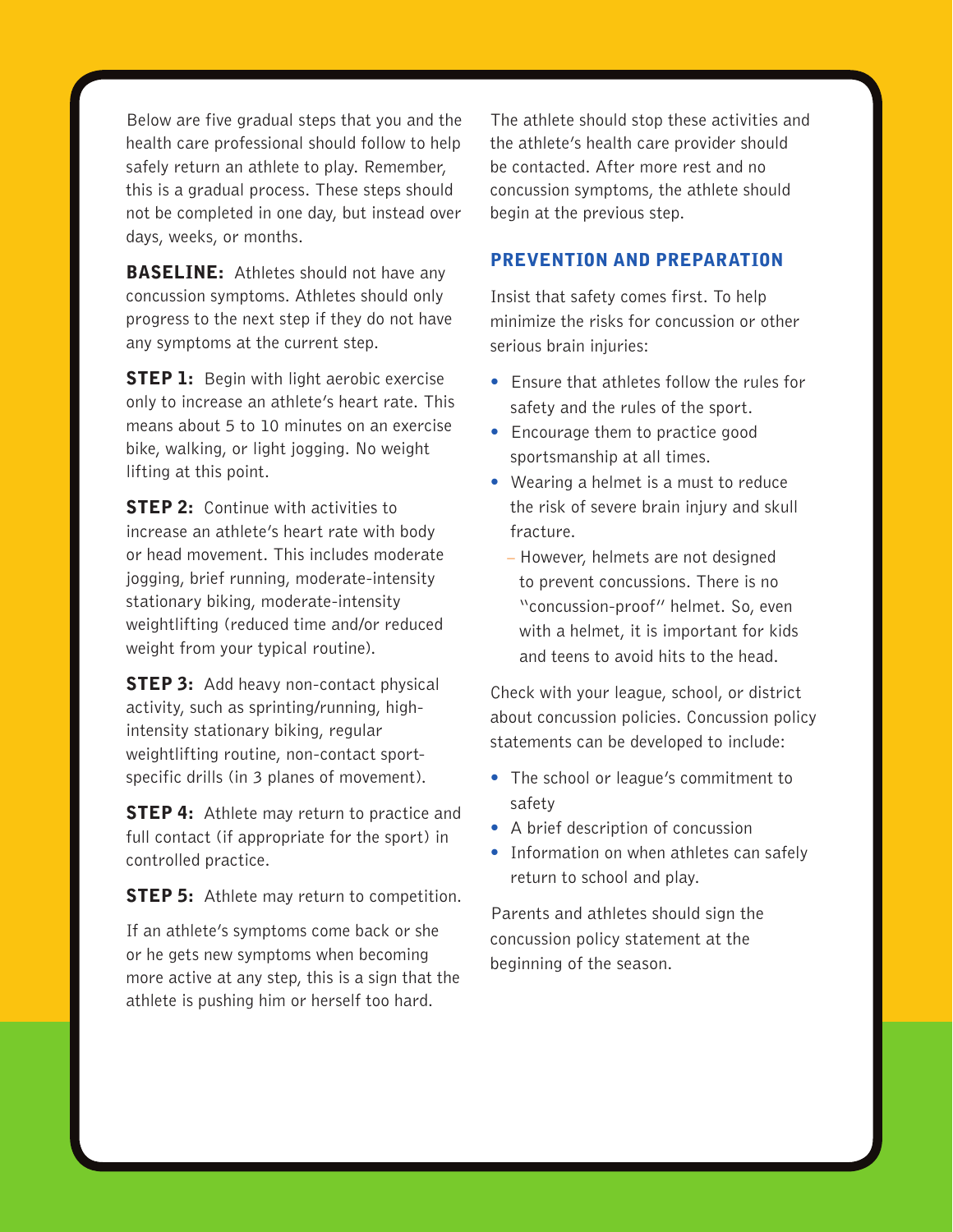Below are five gradual steps that you and the health care professional should follow to help safely return an athlete to play. Remember, this is a gradual process. These steps should not be completed in one day, but instead over days, weeks, or months.

**BASELINE:** Athletes should not have any concussion symptoms. Athletes should only progress to the next step if they do not have any symptoms at the current step.

**STEP 1:** Begin with light aerobic exercise only to increase an athlete's heart rate. This means about 5 to 10 minutes on an exercise bike, walking, or light jogging. No weight lifting at this point.

**STEP 2:** Continue with activities to increase an athlete's heart rate with body or head movement. This includes moderate jogging, brief running, moderate-intensity stationary biking, moderate-intensity weightlifting (reduced time and/or reduced weight from your typical routine).

**STEP 3:** Add heavy non-contact physical activity, such as sprinting/running, high-intensity stationary biking, regular weightlifting routine, non-contact sport-specific drills (in 3 planes of movement).

**STEP 4:** Athlete may return to practice and full contact (if appropriate for the sport) in controlled practice.

**STEP 5:** Athlete may return to competition.

If an athlete's symptoms come back or she or he gets new symptoms when becoming more active at any step, this is a sign that the athlete is pushing him or herself too hard. The athlete should stop these activities and the athlete's health care provider should be contacted. After more rest and no concussion symptoms, the athlete should begin at the previous step.

## PREVENTION AND PREPARATION

Insist that safety comes first. To help minimize the risks for concussion or other serious brain injuries:

- Ensure that athletes follow the rules for safety and the rules of the sport.
- Encourage them to practice good sportsmanship at all times.
- Wearing a helmet is a must to reduce the risk of severe brain injury and skull fracture.
  - However, helmets are not designed to prevent concussions. There is no "concussion-proof" helmet. So, even with a helmet, it is important for kids and teens to avoid hits to the head.

Check with your league, school, or district about concussion policies. Concussion policy statements can be developed to include:

- The school or league's commitment to safety
- A brief description of concussion
- Information on when athletes can safely return to school and play.

Parents and athletes should sign the concussion policy statement at the beginning of the season.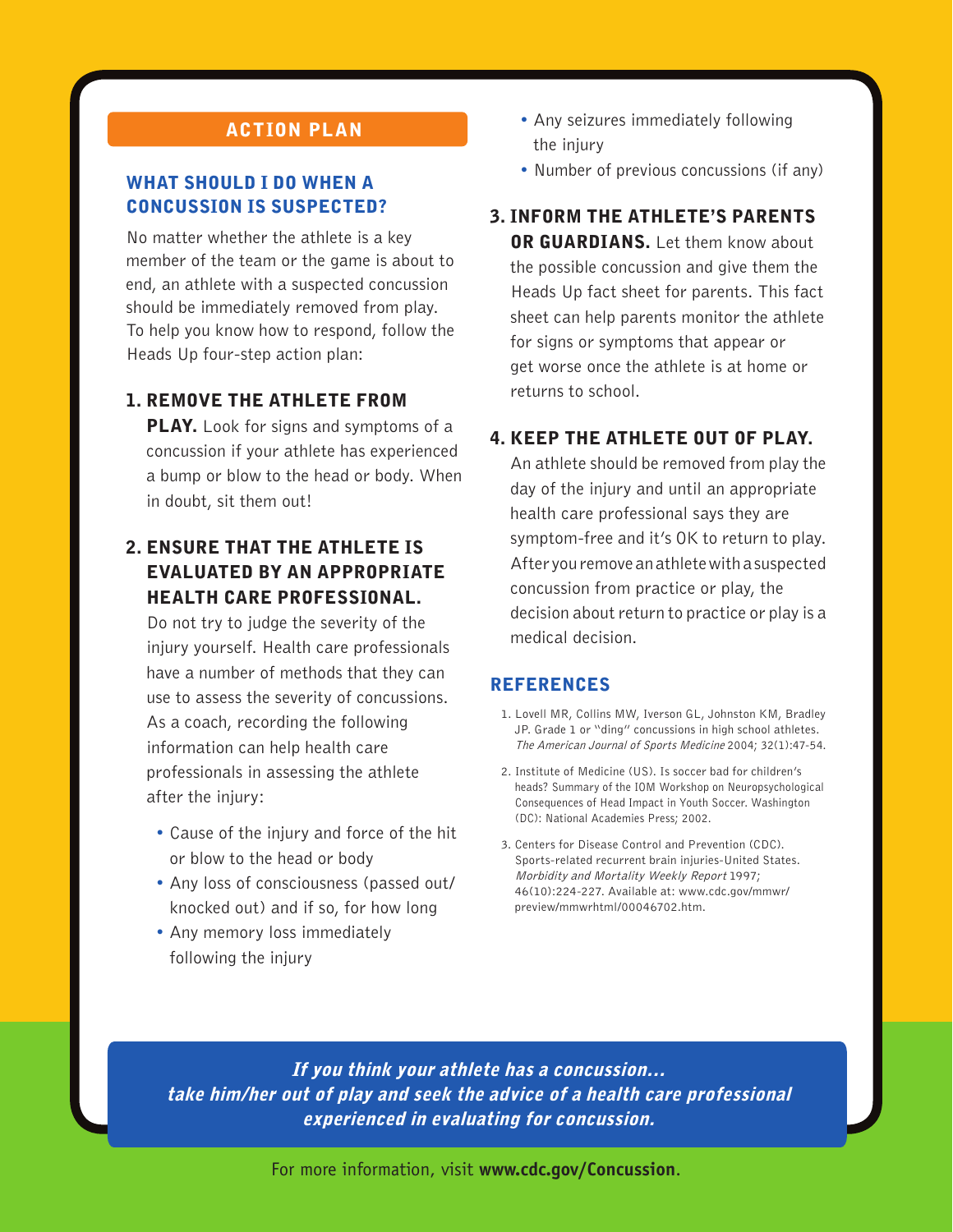## ACTION PLAN

### WHAT SHOULD I DO WHEN A CONCUSSION IS SUSPECTED?

No matter whether the athlete is a key member of the team or the game is about to end, an athlete with a suspected concussion should be immediately removed from play. To help you know how to respond, follow the Heads Up four-step action plan:

1. **REMOVE THE ATHLETE FROM PLAY.** Look for signs and symptoms of a concussion if your athlete has experienced a bump or blow to the head or body. When in doubt, sit them out!

2. **ENSURE THAT THE ATHLETE IS EVALUATED BY AN APPROPRIATE HEALTH CARE PROFESSIONAL.** Do not try to judge the severity of the injury yourself. Health care professionals have a number of methods that they can use to assess the severity of concussions. As a coach, recording the following information can help health care professionals in assessing the athlete after the injury:

   - Cause of the injury and force of the hit or blow to the head or body
   - Any loss of consciousness (passed out/knocked out) and if so, for how long
   - Any memory loss immediately following the injury
   - Any seizures immediately following the injury
   - Number of previous concussions (if any)

3. **INFORM THE ATHLETE'S PARENTS OR GUARDIANS.** Let them know about the possible concussion and give them the Heads Up fact sheet for parents. This fact sheet can help parents monitor the athlete for signs or symptoms that appear or get worse once the athlete is at home or returns to school.

4. **KEEP THE ATHLETE OUT OF PLAY.** An athlete should be removed from play the day of the injury and until an appropriate health care professional says they are symptom-free and it's OK to return to play. After you remove an athlete with a suspected concussion from practice or play, the decision about return to practice or play is a medical decision.

### REFERENCES

1. Lovell MR, Collins MW, Iverson GL, Johnston KM, Bradley JP. Grade 1 or "ding" concussions in high school athletes. *The American Journal of Sports Medicine* 2004; 32(1):47-54.
2. Institute of Medicine (US). Is soccer bad for children's heads? Summary of the IOM Workshop on Neuropsychological Consequences of Head Impact in Youth Soccer. Washington (DC): National Academies Press; 2002.
3. Centers for Disease Control and Prevention (CDC). Sports-related recurrent brain injuries-United States. *Morbidity and Mortality Weekly Report* 1997; 46(10):224-227. Available at: www.cdc.gov/mmwr/preview/mmwrhtml/00046702.htm.

***If you think your athlete has a concussion... take him/her out of play and seek the advice of a health care professional experienced in evaluating for concussion.***

For more information, visit **www.cdc.gov/Concussion**.